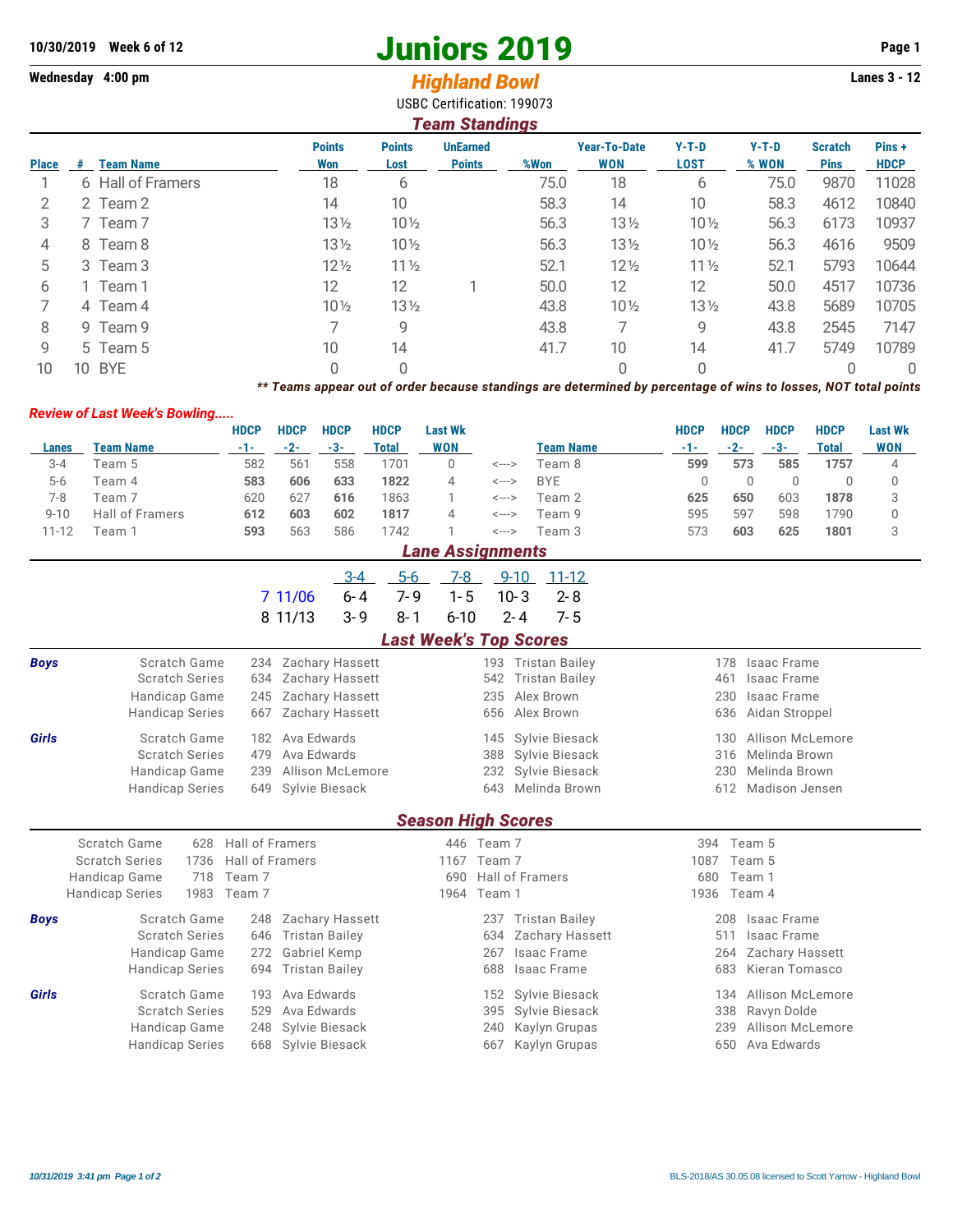**10/30/2019 Week 6 of 12**

# Juniors 2019

**Wednesday 4:00 pm**

## *Highland Bowl*

**Lanes 3 - 12**

USBC Certification: 199073

### *Team Standings*

| Place | # | Team Name | Points Won | Points Lost | UnEarned Points | %Won | Year-To-Date WON | Y-T-D LOST | Y-T-D % WON | Scratch Pins | Pins + HDCP |
|---|---|---|---|---|---|---|---|---|---|---|---|
| 1 | 6 | Hall of Framers | 18 | 6 | | 75.0 | 18 | 6 | 75.0 | 9870 | 11028 |
| 2 | 2 | Team 2 | 14 | 10 | | 58.3 | 14 | 10 | 58.3 | 4612 | 10840 |
| 3 | 7 | Team 7 | 13½ | 10½ | | 56.3 | 13½ | 10½ | 56.3 | 6173 | 10937 |
| 4 | 8 | Team 8 | 13½ | 10½ | | 56.3 | 13½ | 10½ | 56.3 | 4616 | 9509 |
| 5 | 3 | Team 3 | 12½ | 11½ | | 52.1 | 12½ | 11½ | 52.1 | 5793 | 10644 |
| 6 | 1 | Team 1 | 12 | 12 | 1 | 50.0 | 12 | 12 | 50.0 | 4517 | 10736 |
| 7 | 4 | Team 4 | 10½ | 13½ | | 43.8 | 10½ | 13½ | 43.8 | 5689 | 10705 |
| 8 | 9 | Team 9 | 7 | 9 | | 43.8 | 7 | 9 | 43.8 | 2545 | 7147 |
| 9 | 5 | Team 5 | 10 | 14 | | 41.7 | 10 | 14 | 41.7 | 5749 | 10789 |
| 10 | 10 | BYE | 0 | 0 | | | 0 | 0 | | 0 | 0 |

***\** Teams appear out of order because standings are determined by percentage of wins to losses, NOT total points***

### *Review of Last Week's Bowling.....*

| Lanes | Team Name | HDCP -1- | HDCP -2- | HDCP -3- | HDCP Total | Last Wk WON | | Team Name | HDCP -1- | HDCP -2- | HDCP -3- | HDCP Total | Last Wk WON |
|---|---|---|---|---|---|---|---|---|---|---|---|---|---|
| 3-4 | Team 5 | 582 | 561 | 558 | 1701 | 0 | <---> | Team 8 | **599** | **573** | **585** | **1757** | 4 |
| 5-6 | Team 4 | **583** | **606** | **633** | **1822** | 4 | <---> | BYE | 0 | 0 | 0 | 0 | 0 |
| 7-8 | Team 7 | 620 | 627 | **616** | 1863 | 1 | <---> | Team 2 | **625** | **650** | 603 | **1878** | 3 |
| 9-10 | Hall of Framers | **612** | **603** | **602** | **1817** | 4 | <---> | Team 9 | 595 | 597 | 598 | 1790 | 0 |
| 11-12 | Team 1 | **593** | 563 | 586 | 1742 | 1 | <---> | Team 3 | 573 | **603** | **625** | **1801** | 3 |

### *Lane Assignments*

| | | 3-4 | 5-6 | 7-8 | 9-10 | 11-12 |
|---|---|---|---|---|---|---|
| 7 | 11/06 | 6- 4 | 7- 9 | 1- 5 | 10- 3 | 2- 8 |
| 8 | 11/13 | 3- 9 | 8- 1 | 6-10 | 2- 4 | 7- 5 |

### *Last Week's Top Scores*

| | | | | | | | |
|---|---|---|---|---|---|---|---|
| **Boys** | Scratch Game | 234 | Zachary Hassett | 193 | Tristan Bailey | 178 | Isaac Frame |
| | Scratch Series | 634 | Zachary Hassett | 542 | Tristan Bailey | 461 | Isaac Frame |
| | Handicap Game | 245 | Zachary Hassett | 235 | Alex Brown | 230 | Isaac Frame |
| | Handicap Series | 667 | Zachary Hassett | 656 | Alex Brown | 636 | Aidan Stroppel |
| **Girls** | Scratch Game | 182 | Ava Edwards | 145 | Sylvie Biesack | 130 | Allison McLemore |
| | Scratch Series | 479 | Ava Edwards | 388 | Sylvie Biesack | 316 | Melinda Brown |
| | Handicap Game | 239 | Allison McLemore | 232 | Sylvie Biesack | 230 | Melinda Brown |
| | Handicap Series | 649 | Sylvie Biesack | 643 | Melinda Brown | 612 | Madison Jensen |

### *Season High Scores*

| | | | | | | | |
|---|---|---|---|---|---|---|---|
| | Scratch Game | 628 | Hall of Framers | 446 | Team 7 | 394 | Team 5 |
| | Scratch Series | 1736 | Hall of Framers | 1167 | Team 7 | 1087 | Team 5 |
| | Handicap Game | 718 | Team 7 | 690 | Hall of Framers | 680 | Team 1 |
| | Handicap Series | 1983 | Team 7 | 1964 | Team 1 | 1936 | Team 4 |
| **Boys** | Scratch Game | 248 | Zachary Hassett | 237 | Tristan Bailey | 208 | Isaac Frame |
| | Scratch Series | 646 | Tristan Bailey | 634 | Zachary Hassett | 511 | Isaac Frame |
| | Handicap Game | 272 | Gabriel Kemp | 267 | Isaac Frame | 264 | Zachary Hassett |
| | Handicap Series | 694 | Tristan Bailey | 688 | Isaac Frame | 683 | Kieran Tomasco |
| **Girls** | Scratch Game | 193 | Ava Edwards | 152 | Sylvie Biesack | 134 | Allison McLemore |
| | Scratch Series | 529 | Ava Edwards | 395 | Sylvie Biesack | 338 | Ravyn Dolde |
| | Handicap Game | 248 | Sylvie Biesack | 240 | Kaylyn Grupas | 239 | Allison McLemore |
| | Handicap Series | 668 | Sylvie Biesack | 667 | Kaylyn Grupas | 650 | Ava Edwards |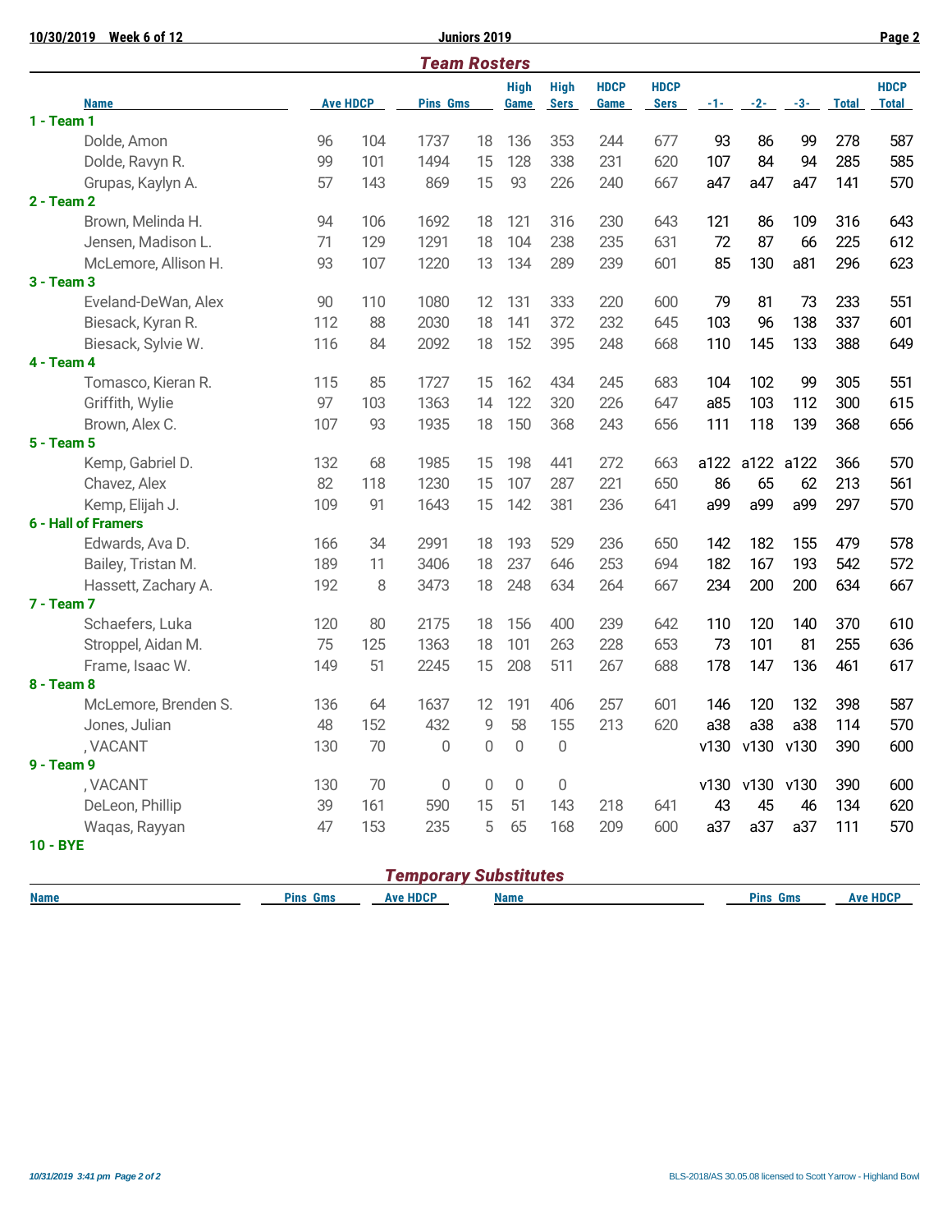## Team Rosters

| Name | Ave | HDCP | Pins | Gms | High Game | High Sers | HDCP Game | HDCP Sers | -1- | -2- | -3- | Total | HDCP Total |
|---|---|---|---|---|---|---|---|---|---|---|---|---|---|
| **1 - Team 1** | | | | | | | | | | | | | |
| Dolde, Amon | 96 | 104 | 1737 | 18 | 136 | 353 | 244 | 677 | 93 | 86 | 99 | 278 | 587 |
| Dolde, Ravyn R. | 99 | 101 | 1494 | 15 | 128 | 338 | 231 | 620 | 107 | 84 | 94 | 285 | 585 |
| Grupas, Kaylyn A. | 57 | 143 | 869 | 15 | 93 | 226 | 240 | 667 | a47 | a47 | a47 | 141 | 570 |
| **2 - Team 2** | | | | | | | | | | | | | |
| Brown, Melinda H. | 94 | 106 | 1692 | 18 | 121 | 316 | 230 | 643 | 121 | 86 | 109 | 316 | 643 |
| Jensen, Madison L. | 71 | 129 | 1291 | 18 | 104 | 238 | 235 | 631 | 72 | 87 | 66 | 225 | 612 |
| McLemore, Allison H. | 93 | 107 | 1220 | 13 | 134 | 289 | 239 | 601 | 85 | 130 | a81 | 296 | 623 |
| **3 - Team 3** | | | | | | | | | | | | | |
| Eveland-DeWan, Alex | 90 | 110 | 1080 | 12 | 131 | 333 | 220 | 600 | 79 | 81 | 73 | 233 | 551 |
| Biesack, Kyran R. | 112 | 88 | 2030 | 18 | 141 | 372 | 232 | 645 | 103 | 96 | 138 | 337 | 601 |
| Biesack, Sylvie W. | 116 | 84 | 2092 | 18 | 152 | 395 | 248 | 668 | 110 | 145 | 133 | 388 | 649 |
| **4 - Team 4** | | | | | | | | | | | | | |
| Tomasco, Kieran R. | 115 | 85 | 1727 | 15 | 162 | 434 | 245 | 683 | 104 | 102 | 99 | 305 | 551 |
| Griffith, Wylie | 97 | 103 | 1363 | 14 | 122 | 320 | 226 | 647 | a85 | 103 | 112 | 300 | 615 |
| Brown, Alex C. | 107 | 93 | 1935 | 18 | 150 | 368 | 243 | 656 | 111 | 118 | 139 | 368 | 656 |
| **5 - Team 5** | | | | | | | | | | | | | |
| Kemp, Gabriel D. | 132 | 68 | 1985 | 15 | 198 | 441 | 272 | 663 | a122 | a122 | a122 | 366 | 570 |
| Chavez, Alex | 82 | 118 | 1230 | 15 | 107 | 287 | 221 | 650 | 86 | 65 | 62 | 213 | 561 |
| Kemp, Elijah J. | 109 | 91 | 1643 | 15 | 142 | 381 | 236 | 641 | a99 | a99 | a99 | 297 | 570 |
| **6 - Hall of Framers** | | | | | | | | | | | | | |
| Edwards, Ava D. | 166 | 34 | 2991 | 18 | 193 | 529 | 236 | 650 | 142 | 182 | 155 | 479 | 578 |
| Bailey, Tristan M. | 189 | 11 | 3406 | 18 | 237 | 646 | 253 | 694 | 182 | 167 | 193 | 542 | 572 |
| Hassett, Zachary A. | 192 | 8 | 3473 | 18 | 248 | 634 | 264 | 667 | 234 | 200 | 200 | 634 | 667 |
| **7 - Team 7** | | | | | | | | | | | | | |
| Schaefers, Luka | 120 | 80 | 2175 | 18 | 156 | 400 | 239 | 642 | 110 | 120 | 140 | 370 | 610 |
| Stroppel, Aidan M. | 75 | 125 | 1363 | 18 | 101 | 263 | 228 | 653 | 73 | 101 | 81 | 255 | 636 |
| Frame, Isaac W. | 149 | 51 | 2245 | 15 | 208 | 511 | 267 | 688 | 178 | 147 | 136 | 461 | 617 |
| **8 - Team 8** | | | | | | | | | | | | | |
| McLemore, Brenden S. | 136 | 64 | 1637 | 12 | 191 | 406 | 257 | 601 | 146 | 120 | 132 | 398 | 587 |
| Jones, Julian | 48 | 152 | 432 | 9 | 58 | 155 | 213 | 620 | a38 | a38 | a38 | 114 | 570 |
| , VACANT | 130 | 70 | 0 | 0 | 0 | 0 | | | v130 | v130 | v130 | 390 | 600 |
| **9 - Team 9** | | | | | | | | | | | | | |
| , VACANT | 130 | 70 | 0 | 0 | 0 | 0 | | | v130 | v130 | v130 | 390 | 600 |
| DeLeon, Phillip | 39 | 161 | 590 | 15 | 51 | 143 | 218 | 641 | 43 | 45 | 46 | 134 | 620 |
| Waqas, Rayyan | 47 | 153 | 235 | 5 | 65 | 168 | 209 | 600 | a37 | a37 | a37 | 111 | 570 |
| **10 - BYE** | | | | | | | | | | | | | |

## Temporary Substitutes

| Name | Pins | Gms | Ave | HDCP | Name | Pins | Gms | Ave | HDCP |
|---|---|---|---|---|---|---|---|---|---|